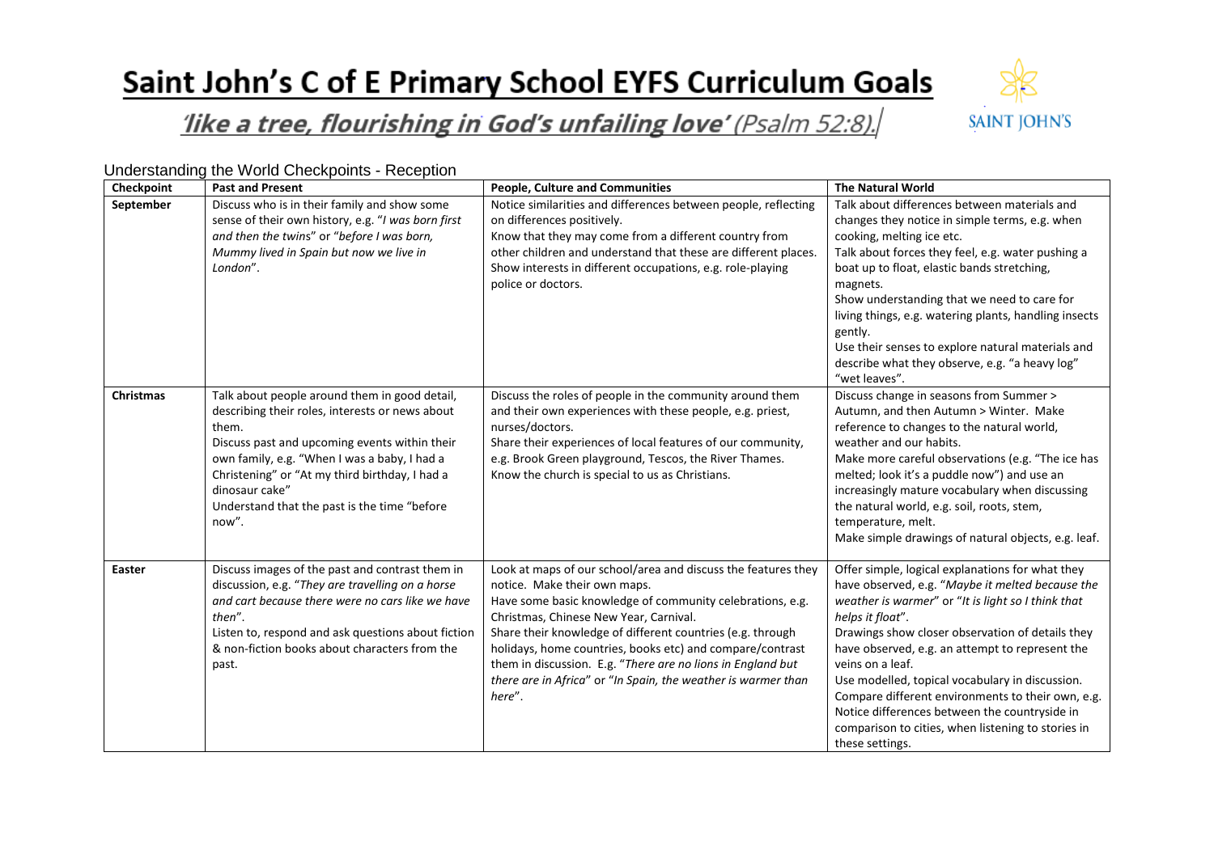# Saint John's C of E Primary School EYFS Curriculum Goals

## *'like a tree, flourishing in God's unfailing love'* (Psalm 52:8).

SAINT JOHN'S

Understanding the World Checkpoints - Reception

| Checkpoint | Past and Present | People, Culture and Communities | The Natural World |
|---|---|---|---|
| **September** | Discuss who is in their family and show some sense of their own history, e.g. "*I was born first and then the twins*" or "*before I was born, Mummy lived in Spain but now we live in London*". | Notice similarities and differences between people, reflecting on differences positively.<br>Know that they may come from a different country from other children and understand that these are different places.<br>Show interests in different occupations, e.g. role-playing police or doctors. | Talk about differences between materials and changes they notice in simple terms, e.g. when cooking, melting ice etc.<br>Talk about forces they feel, e.g. water pushing a boat up to float, elastic bands stretching, magnets.<br>Show understanding that we need to care for living things, e.g. watering plants, handling insects gently.<br>Use their senses to explore natural materials and describe what they observe, e.g. "a heavy log" "wet leaves". |
| **Christmas** | Talk about people around them in good detail, describing their roles, interests or news about them.<br>Discuss past and upcoming events within their own family, e.g. "When I was a baby, I had a Christening" or "At my third birthday, I had a dinosaur cake"<br>Understand that the past is the time "before now". | Discuss the roles of people in the community around them and their own experiences with these people, e.g. priest, nurses/doctors.<br>Share their experiences of local features of our community, e.g. Brook Green playground, Tescos, the River Thames.<br>Know the church is special to us as Christians. | Discuss change in seasons from Summer > Autumn, and then Autumn > Winter. Make reference to changes to the natural world, weather and our habits.<br>Make more careful observations (e.g. "The ice has melted; look it's a puddle now") and use an increasingly mature vocabulary when discussing the natural world, e.g. soil, roots, stem, temperature, melt.<br>Make simple drawings of natural objects, e.g. leaf. |
| **Easter** | Discuss images of the past and contrast them in discussion, e.g. "*They are travelling on a horse and cart because there were no cars like we have then*".<br>Listen to, respond and ask questions about fiction & non-fiction books about characters from the past. | Look at maps of our school/area and discuss the features they notice. Make their own maps.<br>Have some basic knowledge of community celebrations, e.g. Christmas, Chinese New Year, Carnival.<br>Share their knowledge of different countries (e.g. through holidays, home countries, books etc) and compare/contrast them in discussion. E.g. "*There are no lions in England but there are in Africa*" or "*In Spain, the weather is warmer than here*". | Offer simple, logical explanations for what they have observed, e.g. "*Maybe it melted because the weather is warmer*" or "*It is light so I think that helps it float*".<br>Drawings show closer observation of details they have observed, e.g. an attempt to represent the veins on a leaf.<br>Use modelled, topical vocabulary in discussion.<br>Compare different environments to their own, e.g. Notice differences between the countryside in comparison to cities, when listening to stories in these settings. |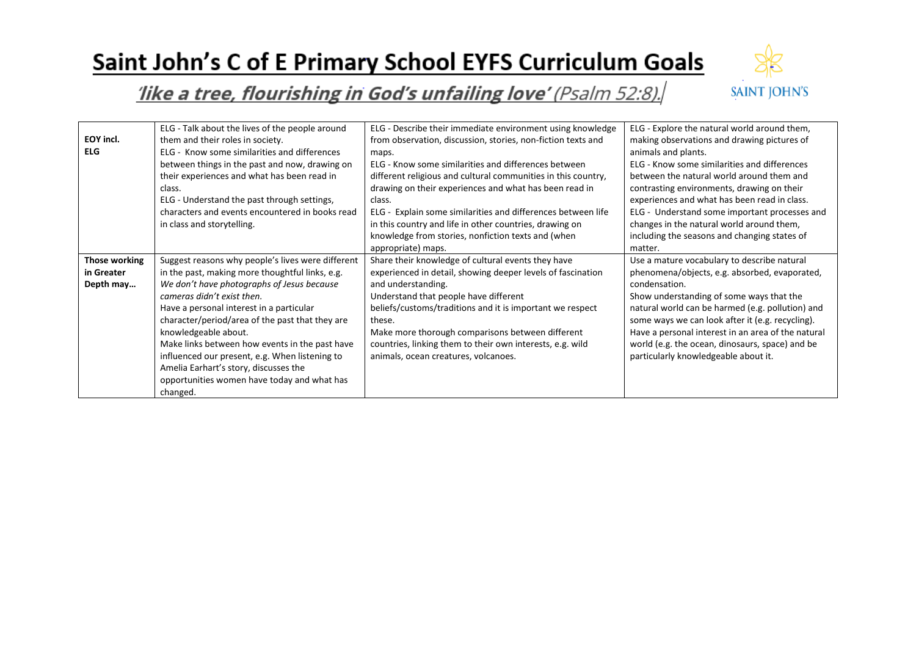# Saint John's C of E Primary School EYFS Curriculum Goals

## *'like a tree, flourishing in God's unfailing love'* (Psalm 52:8).

SAINT JOHN'S

| | | | |
|---|---|---|---|
| **EOY incl. ELG** | ELG - Talk about the lives of the people around them and their roles in society.<br>ELG - Know some similarities and differences between things in the past and now, drawing on their experiences and what has been read in class.<br>ELG - Understand the past through settings, characters and events encountered in books read in class and storytelling. | ELG - Describe their immediate environment using knowledge from observation, discussion, stories, non-fiction texts and maps.<br>ELG - Know some similarities and differences between different religious and cultural communities in this country, drawing on their experiences and what has been read in class.<br>ELG - Explain some similarities and differences between life in this country and life in other countries, drawing on knowledge from stories, nonfiction texts and (when appropriate) maps. | ELG - Explore the natural world around them, making observations and drawing pictures of animals and plants.<br>ELG - Know some similarities and differences between the natural world around them and contrasting environments, drawing on their experiences and what has been read in class.<br>ELG - Understand some important processes and changes in the natural world around them, including the seasons and changing states of matter. |
| **Those working in Greater Depth may…** | Suggest reasons why people's lives were different in the past, making more thoughtful links, e.g. *We don't have photographs of Jesus because cameras didn't exist then.*<br>Have a personal interest in a particular character/period/area of the past that they are knowledgeable about.<br>Make links between how events in the past have influenced our present, e.g. When listening to Amelia Earhart's story, discusses the opportunities women have today and what has changed. | Share their knowledge of cultural events they have experienced in detail, showing deeper levels of fascination and understanding.<br>Understand that people have different beliefs/customs/traditions and it is important we respect these.<br>Make more thorough comparisons between different countries, linking them to their own interests, e.g. wild animals, ocean creatures, volcanoes. | Use a mature vocabulary to describe natural phenomena/objects, e.g. absorbed, evaporated, condensation.<br>Show understanding of some ways that the natural world can be harmed (e.g. pollution) and some ways we can look after it (e.g. recycling).<br>Have a personal interest in an area of the natural world (e.g. the ocean, dinosaurs, space) and be particularly knowledgeable about it. |